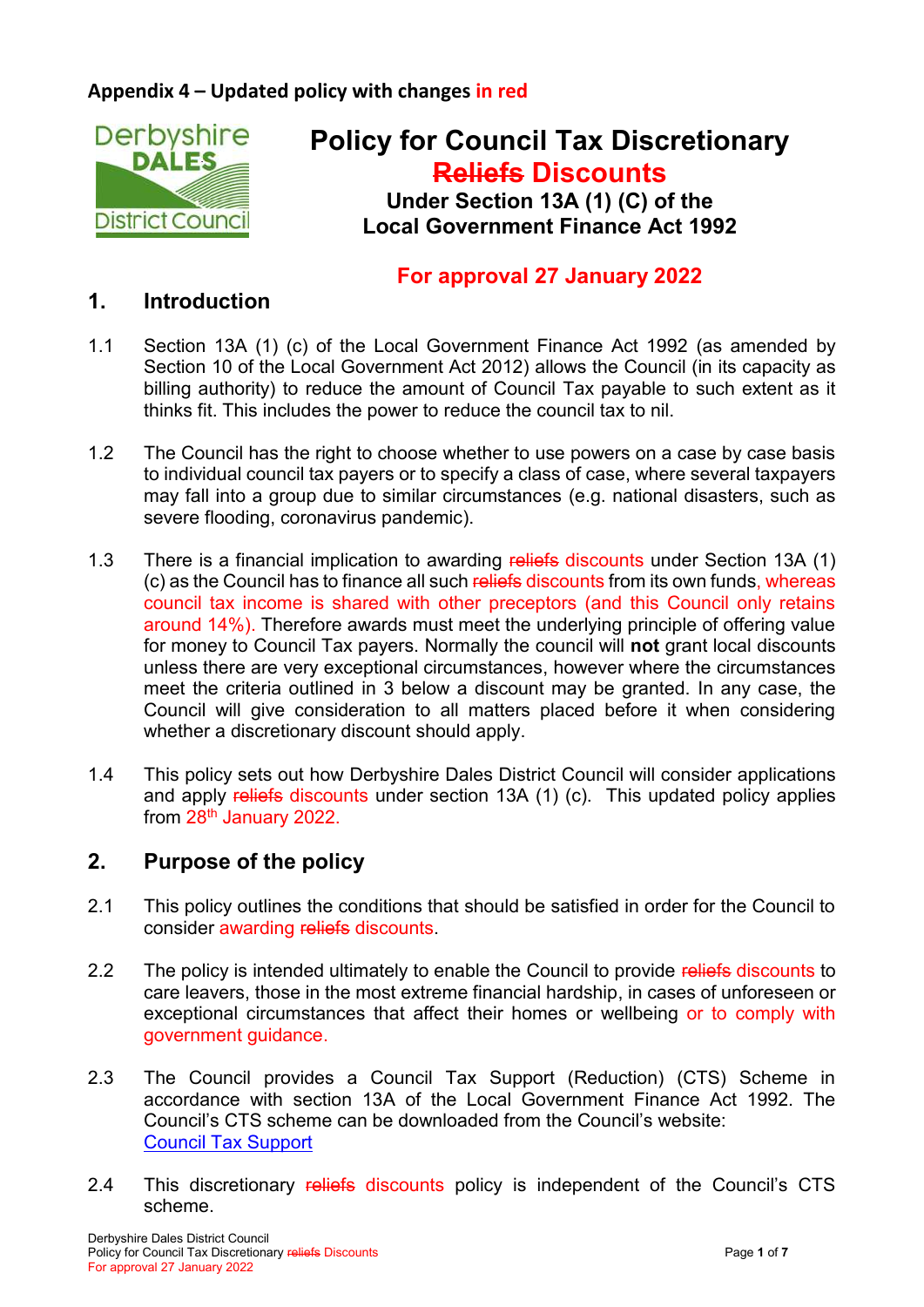**Appendix 4 – Updated policy with changes in red**

# Policy for Council Tax Discretionary ~~Reliefs~~ Discounts

## Under Section 13A (1) (C) of the Local Government Finance Act 1992

## For approval 27 January 2022

## 1. Introduction

1.1 Section 13A (1) (c) of the Local Government Finance Act 1992 (as amended by Section 10 of the Local Government Act 2012) allows the Council (in its capacity as billing authority) to reduce the amount of Council Tax payable to such extent as it thinks fit. This includes the power to reduce the council tax to nil.

1.2 The Council has the right to choose whether to use powers on a case by case basis to individual council tax payers or to specify a class of case, where several taxpayers may fall into a group due to similar circumstances (e.g. national disasters, such as severe flooding, coronavirus pandemic).

1.3 There is a financial implication to awarding ~~reliefs~~ discounts under Section 13A (1) (c) as the Council has to finance all such ~~reliefs~~ discounts from its own funds, whereas council tax income is shared with other preceptors (and this Council only retains around 14%). Therefore awards must meet the underlying principle of offering value for money to Council Tax payers. Normally the council will **not** grant local discounts unless there are very exceptional circumstances, however where the circumstances meet the criteria outlined in 3 below a discount may be granted. In any case, the Council will give consideration to all matters placed before it when considering whether a discretionary discount should apply.

1.4 This policy sets out how Derbyshire Dales District Council will consider applications and apply ~~reliefs~~ discounts under section 13A (1) (c). This updated policy applies from 28th January 2022.

## 2. Purpose of the policy

2.1 This policy outlines the conditions that should be satisfied in order for the Council to consider awarding ~~reliefs~~ discounts.

2.2 The policy is intended ultimately to enable the Council to provide ~~reliefs~~ discounts to care leavers, those in the most extreme financial hardship, in cases of unforeseen or exceptional circumstances that affect their homes or wellbeing or to comply with government guidance.

2.3 The Council provides a Council Tax Support (Reduction) (CTS) Scheme in accordance with section 13A of the Local Government Finance Act 1992. The Council's CTS scheme can be downloaded from the Council's website: Council Tax Support

2.4 This discretionary ~~reliefs~~ discounts policy is independent of the Council's CTS scheme.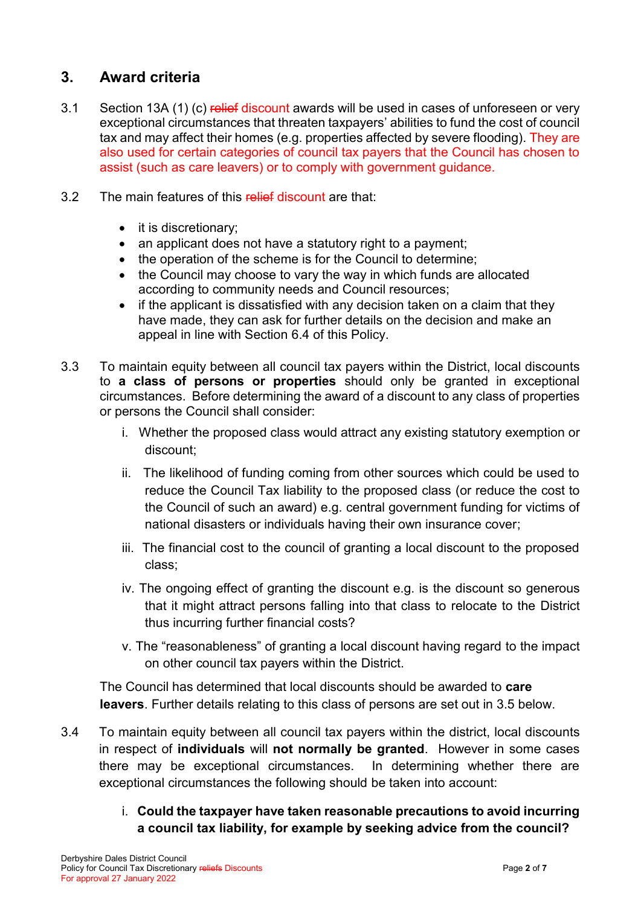## 3. Award criteria

3.1 Section 13A (1) (c) ~~relief~~ discount awards will be used in cases of unforeseen or very exceptional circumstances that threaten taxpayers' abilities to fund the cost of council tax and may affect their homes (e.g. properties affected by severe flooding). They are also used for certain categories of council tax payers that the Council has chosen to assist (such as care leavers) or to comply with government guidance.

3.2 The main features of this ~~relief~~ discount are that:

- it is discretionary;
- an applicant does not have a statutory right to a payment;
- the operation of the scheme is for the Council to determine;
- the Council may choose to vary the way in which funds are allocated according to community needs and Council resources;
- if the applicant is dissatisfied with any decision taken on a claim that they have made, they can ask for further details on the decision and make an appeal in line with Section 6.4 of this Policy.

3.3 To maintain equity between all council tax payers within the District, local discounts to **a class of persons or properties** should only be granted in exceptional circumstances. Before determining the award of a discount to any class of properties or persons the Council shall consider:

i. Whether the proposed class would attract any existing statutory exemption or discount;

ii. The likelihood of funding coming from other sources which could be used to reduce the Council Tax liability to the proposed class (or reduce the cost to the Council of such an award) e.g. central government funding for victims of national disasters or individuals having their own insurance cover;

iii. The financial cost to the council of granting a local discount to the proposed class;

iv. The ongoing effect of granting the discount e.g. is the discount so generous that it might attract persons falling into that class to relocate to the District thus incurring further financial costs?

v. The "reasonableness" of granting a local discount having regard to the impact on other council tax payers within the District.

The Council has determined that local discounts should be awarded to **care leavers**. Further details relating to this class of persons are set out in 3.5 below.

3.4 To maintain equity between all council tax payers within the district, local discounts in respect of **individuals** will **not normally be granted**. However in some cases there may be exceptional circumstances. In determining whether there are exceptional circumstances the following should be taken into account:

i. **Could the taxpayer have taken reasonable precautions to avoid incurring a council tax liability, for example by seeking advice from the council?**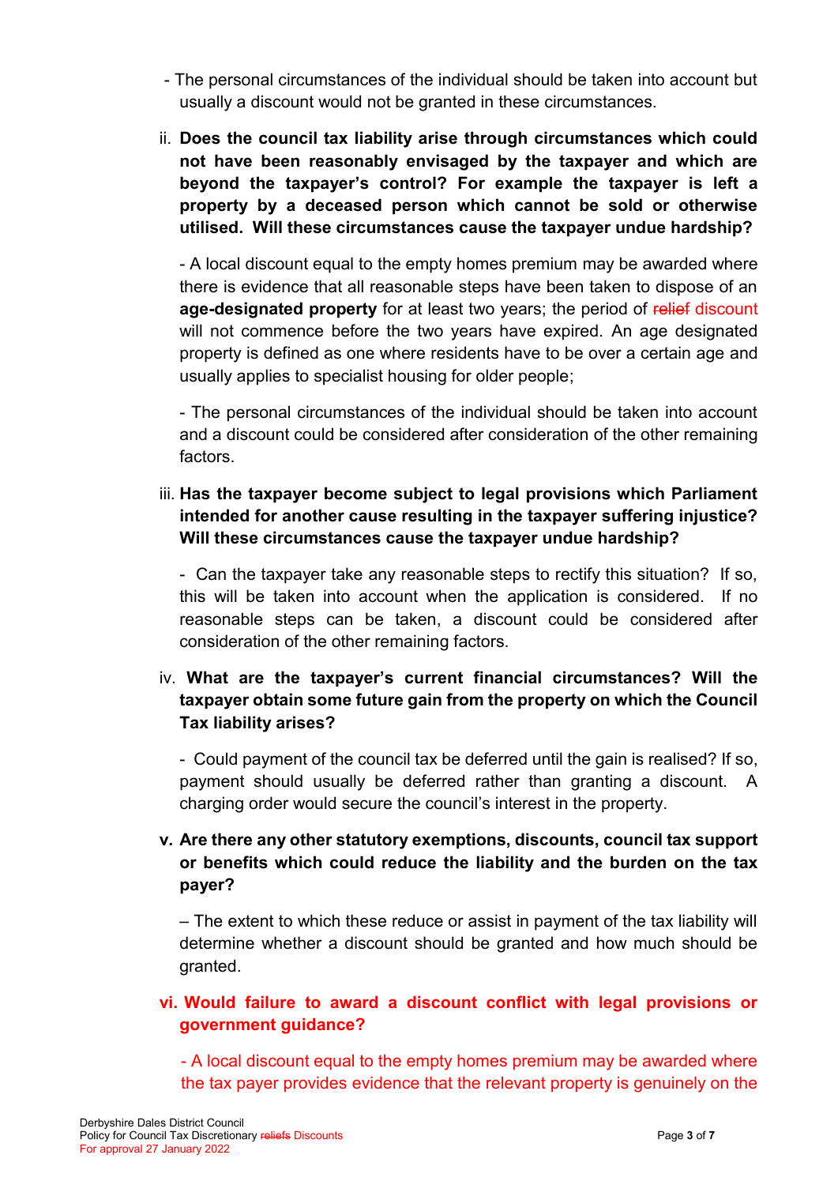- The personal circumstances of the individual should be taken into account but usually a discount would not be granted in these circumstances.

ii. **Does the council tax liability arise through circumstances which could not have been reasonably envisaged by the taxpayer and which are beyond the taxpayer's control? For example the taxpayer is left a property by a deceased person which cannot be sold or otherwise utilised. Will these circumstances cause the taxpayer undue hardship?**

   - A local discount equal to the empty homes premium may be awarded where there is evidence that all reasonable steps have been taken to dispose of an **age-designated property** for at least two years; the period of ~~relief~~ discount will not commence before the two years have expired. An age designated property is defined as one where residents have to be over a certain age and usually applies to specialist housing for older people;

   - The personal circumstances of the individual should be taken into account and a discount could be considered after consideration of the other remaining factors.

iii. **Has the taxpayer become subject to legal provisions which Parliament intended for another cause resulting in the taxpayer suffering injustice? Will these circumstances cause the taxpayer undue hardship?**

   - Can the taxpayer take any reasonable steps to rectify this situation? If so, this will be taken into account when the application is considered. If no reasonable steps can be taken, a discount could be considered after consideration of the other remaining factors.

iv. **What are the taxpayer's current financial circumstances? Will the taxpayer obtain some future gain from the property on which the Council Tax liability arises?**

   - Could payment of the council tax be deferred until the gain is realised? If so, payment should usually be deferred rather than granting a discount. A charging order would secure the council's interest in the property.

**v. Are there any other statutory exemptions, discounts, council tax support or benefits which could reduce the liability and the burden on the tax payer?**

   – The extent to which these reduce or assist in payment of the tax liability will determine whether a discount should be granted and how much should be granted.

**vi. Would failure to award a discount conflict with legal provisions or government guidance?**

   - A local discount equal to the empty homes premium may be awarded where the tax payer provides evidence that the relevant property is genuinely on the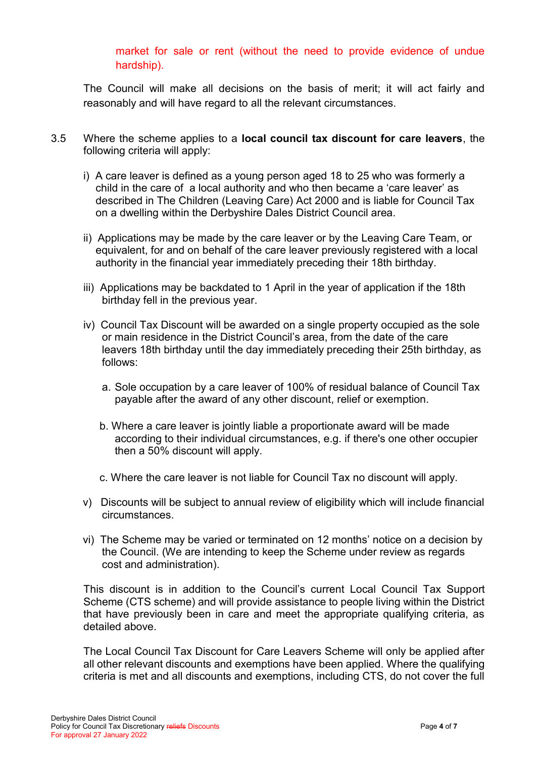market for sale or rent (without the need to provide evidence of undue hardship).

The Council will make all decisions on the basis of merit; it will act fairly and reasonably and will have regard to all the relevant circumstances.

3.5 Where the scheme applies to a **local council tax discount for care leavers**, the following criteria will apply:

i) A care leaver is defined as a young person aged 18 to 25 who was formerly a child in the care of a local authority and who then became a 'care leaver' as described in The Children (Leaving Care) Act 2000 and is liable for Council Tax on a dwelling within the Derbyshire Dales District Council area.

ii) Applications may be made by the care leaver or by the Leaving Care Team, or equivalent, for and on behalf of the care leaver previously registered with a local authority in the financial year immediately preceding their 18th birthday.

iii) Applications may be backdated to 1 April in the year of application if the 18th birthday fell in the previous year.

iv) Council Tax Discount will be awarded on a single property occupied as the sole or main residence in the District Council's area, from the date of the care leavers 18th birthday until the day immediately preceding their 25th birthday, as follows:

a. Sole occupation by a care leaver of 100% of residual balance of Council Tax payable after the award of any other discount, relief or exemption.

b. Where a care leaver is jointly liable a proportionate award will be made according to their individual circumstances, e.g. if there's one other occupier then a 50% discount will apply.

c. Where the care leaver is not liable for Council Tax no discount will apply.

v) Discounts will be subject to annual review of eligibility which will include financial circumstances.

vi) The Scheme may be varied or terminated on 12 months' notice on a decision by the Council. (We are intending to keep the Scheme under review as regards cost and administration).

This discount is in addition to the Council's current Local Council Tax Support Scheme (CTS scheme) and will provide assistance to people living within the District that have previously been in care and meet the appropriate qualifying criteria, as detailed above.

The Local Council Tax Discount for Care Leavers Scheme will only be applied after all other relevant discounts and exemptions have been applied. Where the qualifying criteria is met and all discounts and exemptions, including CTS, do not cover the full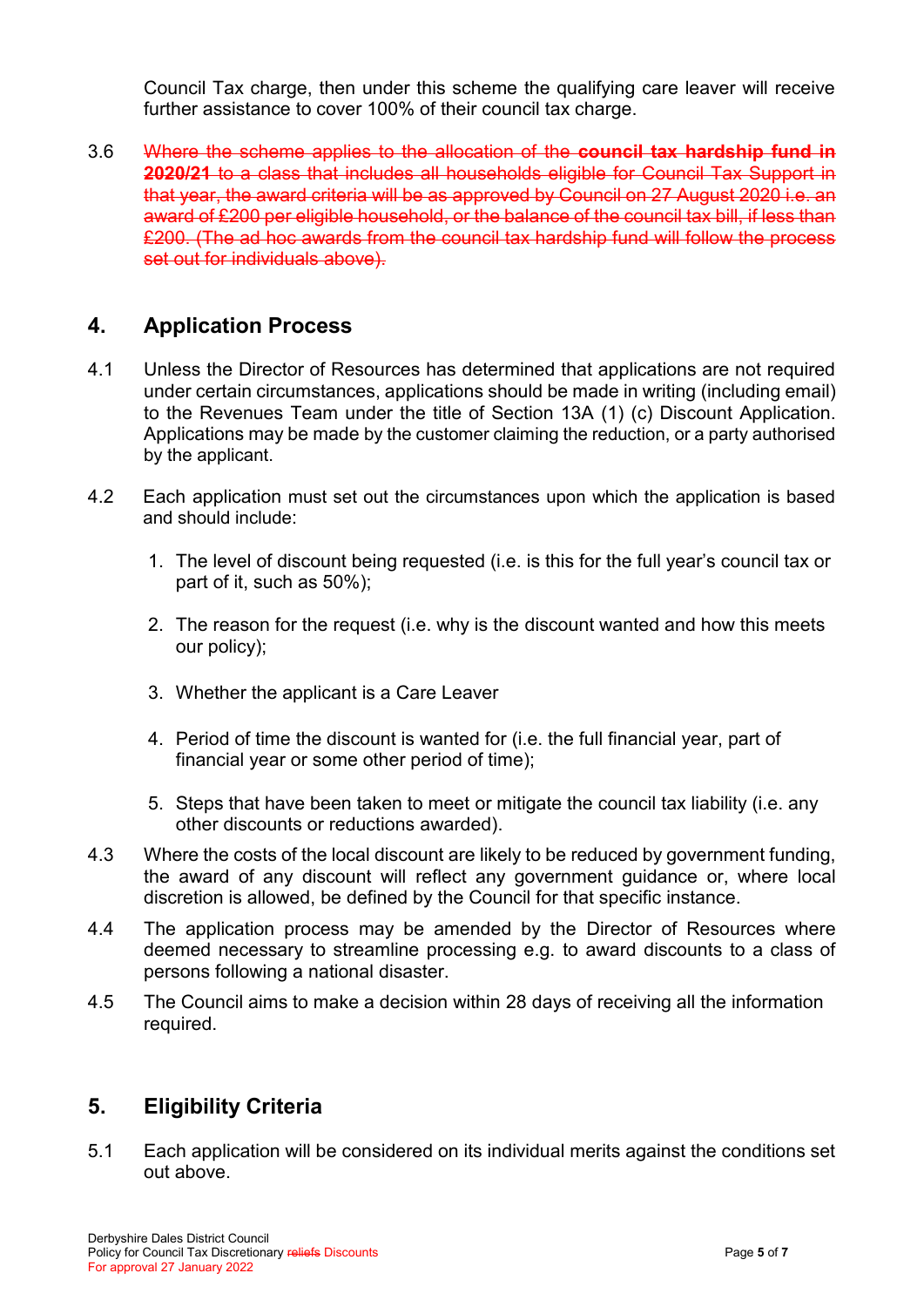Council Tax charge, then under this scheme the qualifying care leaver will receive further assistance to cover 100% of their council tax charge.

3.6 ~~Where the scheme applies to the allocation of the **council tax hardship fund in 2020/21** to a class that includes all households eligible for Council Tax Support in that year, the award criteria will be as approved by Council on 27 August 2020 i.e. an award of £200 per eligible household, or the balance of the council tax bill, if less than £200. (The ad hoc awards from the council tax hardship fund will follow the process set out for individuals above).~~

## 4. Application Process

4.1 Unless the Director of Resources has determined that applications are not required under certain circumstances, applications should be made in writing (including email) to the Revenues Team under the title of Section 13A (1) (c) Discount Application. Applications may be made by the customer claiming the reduction, or a party authorised by the applicant.

4.2 Each application must set out the circumstances upon which the application is based and should include:

1. The level of discount being requested (i.e. is this for the full year's council tax or part of it, such as 50%);
2. The reason for the request (i.e. why is the discount wanted and how this meets our policy);
3. Whether the applicant is a Care Leaver
4. Period of time the discount is wanted for (i.e. the full financial year, part of financial year or some other period of time);
5. Steps that have been taken to meet or mitigate the council tax liability (i.e. any other discounts or reductions awarded).

4.3 Where the costs of the local discount are likely to be reduced by government funding, the award of any discount will reflect any government guidance or, where local discretion is allowed, be defined by the Council for that specific instance.

4.4 The application process may be amended by the Director of Resources where deemed necessary to streamline processing e.g. to award discounts to a class of persons following a national disaster.

4.5 The Council aims to make a decision within 28 days of receiving all the information required.

## 5. Eligibility Criteria

5.1 Each application will be considered on its individual merits against the conditions set out above.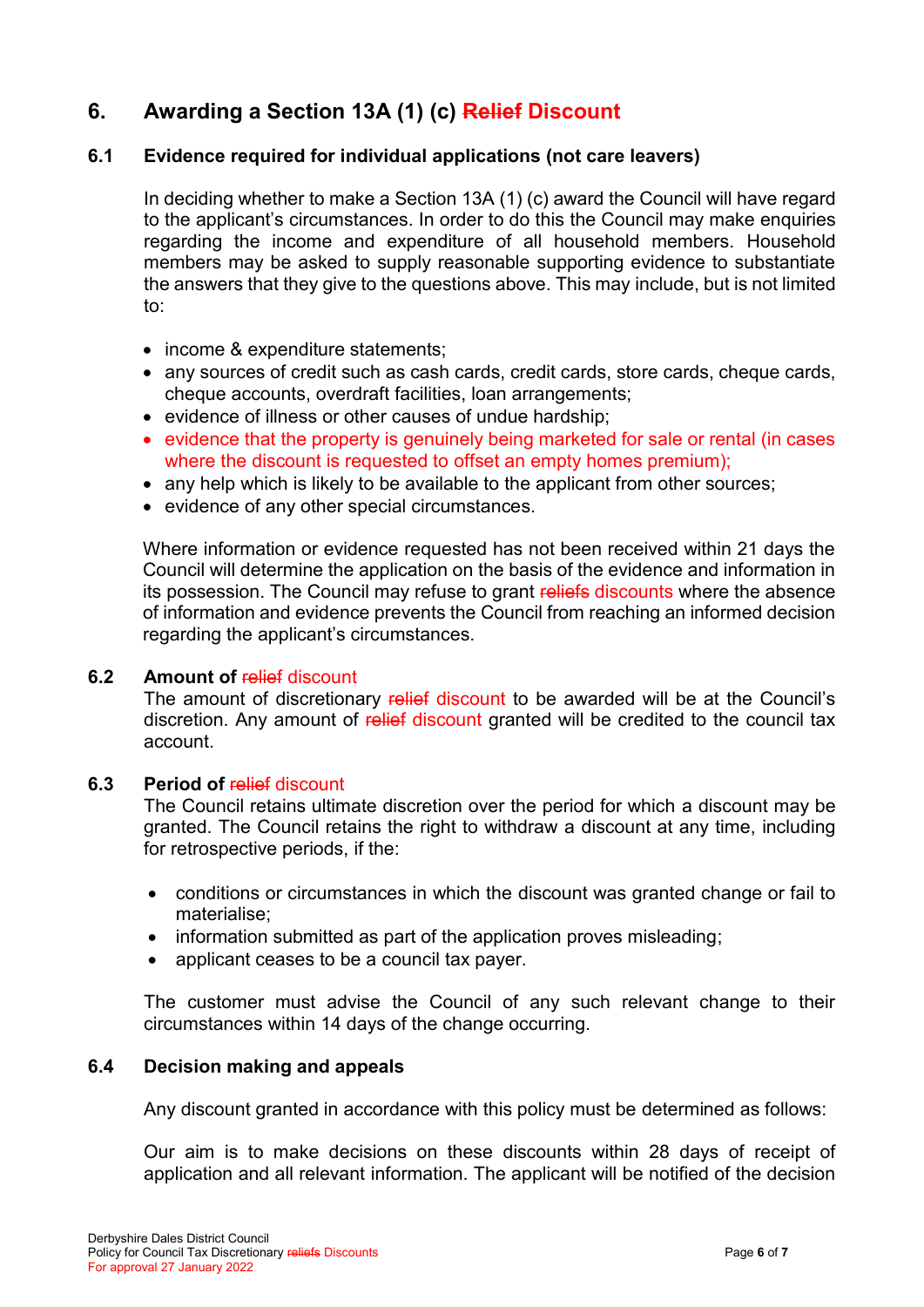## 6. Awarding a Section 13A (1) (c) ~~Relief~~ Discount

### 6.1 Evidence required for individual applications (not care leavers)

In deciding whether to make a Section 13A (1) (c) award the Council will have regard to the applicant's circumstances. In order to do this the Council may make enquiries regarding the income and expenditure of all household members. Household members may be asked to supply reasonable supporting evidence to substantiate the answers that they give to the questions above. This may include, but is not limited to:

- income & expenditure statements;
- any sources of credit such as cash cards, credit cards, store cards, cheque cards, cheque accounts, overdraft facilities, loan arrangements;
- evidence of illness or other causes of undue hardship;
- evidence that the property is genuinely being marketed for sale or rental (in cases where the discount is requested to offset an empty homes premium);
- any help which is likely to be available to the applicant from other sources;
- evidence of any other special circumstances.

Where information or evidence requested has not been received within 21 days the Council will determine the application on the basis of the evidence and information in its possession. The Council may refuse to grant ~~reliefs~~ discounts where the absence of information and evidence prevents the Council from reaching an informed decision regarding the applicant's circumstances.

### 6.2 Amount of ~~relief~~ discount

The amount of discretionary ~~relief~~ discount to be awarded will be at the Council's discretion. Any amount of ~~relief~~ discount granted will be credited to the council tax account.

### 6.3 Period of ~~relief~~ discount

The Council retains ultimate discretion over the period for which a discount may be granted. The Council retains the right to withdraw a discount at any time, including for retrospective periods, if the:

- conditions or circumstances in which the discount was granted change or fail to materialise;
- information submitted as part of the application proves misleading;
- applicant ceases to be a council tax payer.

The customer must advise the Council of any such relevant change to their circumstances within 14 days of the change occurring.

### 6.4 Decision making and appeals

Any discount granted in accordance with this policy must be determined as follows:

Our aim is to make decisions on these discounts within 28 days of receipt of application and all relevant information. The applicant will be notified of the decision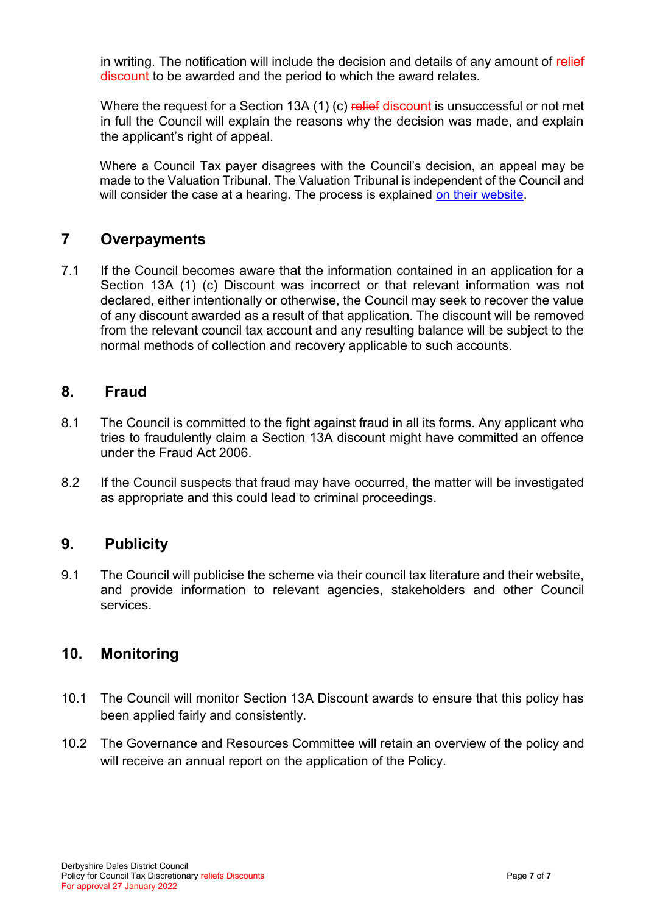in writing. The notification will include the decision and details of any amount of ~~relief~~ discount to be awarded and the period to which the award relates.

Where the request for a Section 13A (1) (c) ~~relief~~ discount is unsuccessful or not met in full the Council will explain the reasons why the decision was made, and explain the applicant's right of appeal.

Where a Council Tax payer disagrees with the Council's decision, an appeal may be made to the Valuation Tribunal. The Valuation Tribunal is independent of the Council and will consider the case at a hearing. The process is explained on their website.

## 7 Overpayments

7.1 If the Council becomes aware that the information contained in an application for a Section 13A (1) (c) Discount was incorrect or that relevant information was not declared, either intentionally or otherwise, the Council may seek to recover the value of any discount awarded as a result of that application. The discount will be removed from the relevant council tax account and any resulting balance will be subject to the normal methods of collection and recovery applicable to such accounts.

## 8. Fraud

8.1 The Council is committed to the fight against fraud in all its forms. Any applicant who tries to fraudulently claim a Section 13A discount might have committed an offence under the Fraud Act 2006.

8.2 If the Council suspects that fraud may have occurred, the matter will be investigated as appropriate and this could lead to criminal proceedings.

## 9. Publicity

9.1 The Council will publicise the scheme via their council tax literature and their website, and provide information to relevant agencies, stakeholders and other Council services.

## 10. Monitoring

10.1 The Council will monitor Section 13A Discount awards to ensure that this policy has been applied fairly and consistently.

10.2 The Governance and Resources Committee will retain an overview of the policy and will receive an annual report on the application of the Policy.